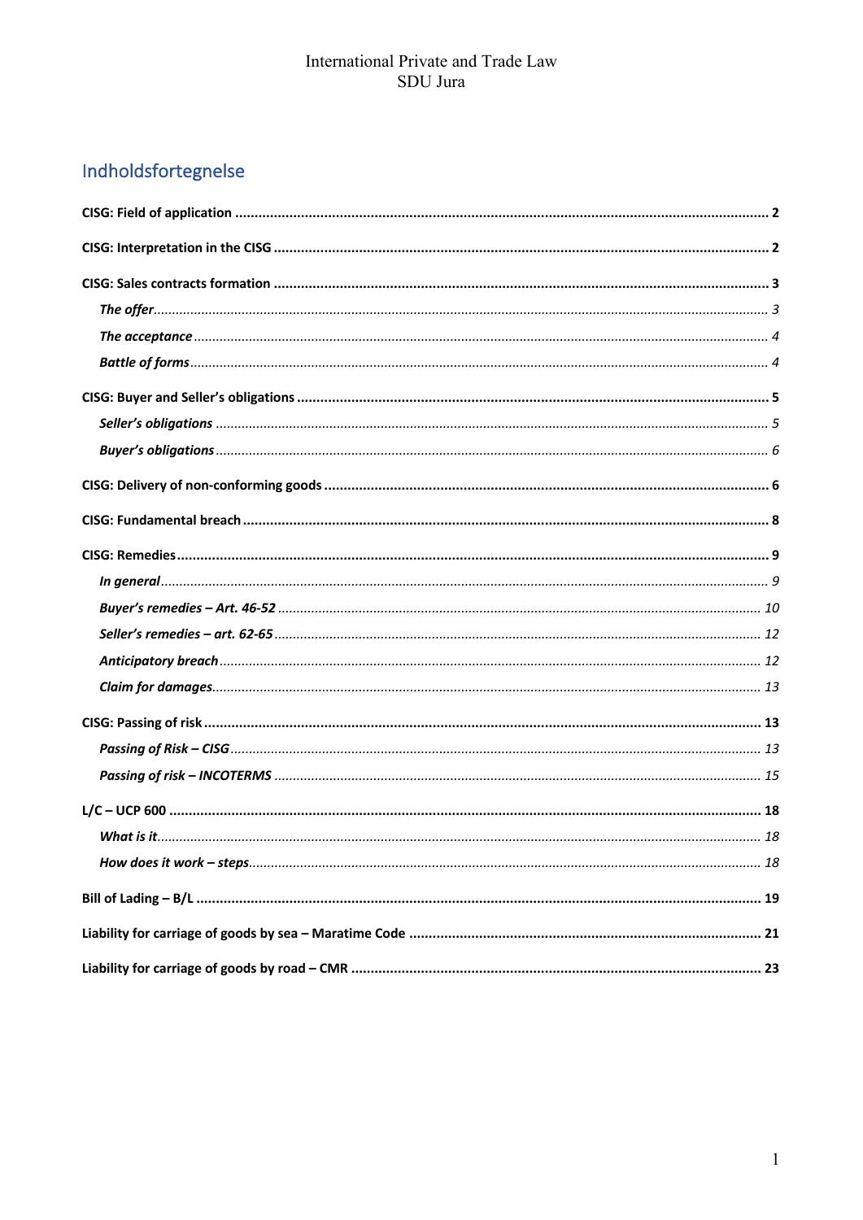# Indholdsfortegnelse

**CISG: Field of application** ........................................................ **2**

**CISG: Interpretation in the CISG** ........................................................ **2**

**CISG: Sales contracts formation** ........................................................ **3**

- ***The offer*** ........................................................ *3*
- ***The acceptance*** ........................................................ *4*
- ***Battle of forms*** ........................................................ *4*

**CISG: Buyer and Seller's obligations** ........................................................ **5**

- ***Seller's obligations*** ........................................................ *5*
- ***Buyer's obligations*** ........................................................ *6*

**CISG: Delivery of non-conforming goods** ........................................................ **6**

**CISG: Fundamental breach** ........................................................ **8**

**CISG: Remedies** ........................................................ **9**

- ***In general*** ........................................................ *9*
- ***Buyer's remedies – Art. 46-52*** ........................................................ *10*
- ***Seller's remedies – art. 62-65*** ........................................................ *12*
- ***Anticipatory breach*** ........................................................ *12*
- ***Claim for damages*** ........................................................ *13*

**CISG: Passing of risk** ........................................................ **13**

- ***Passing of Risk – CISG*** ........................................................ *13*
- ***Passing of risk – INCOTERMS*** ........................................................ *15*

**L/C – UCP 600** ........................................................ **18**

- ***What is it*** ........................................................ *18*
- ***How does it work – steps*** ........................................................ *18*

**Bill of Lading – B/L** ........................................................ **19**

**Liability for carriage of goods by sea – Maratime Code** ........................................................ **21**

**Liability for carriage of goods by road – CMR** ........................................................ **23**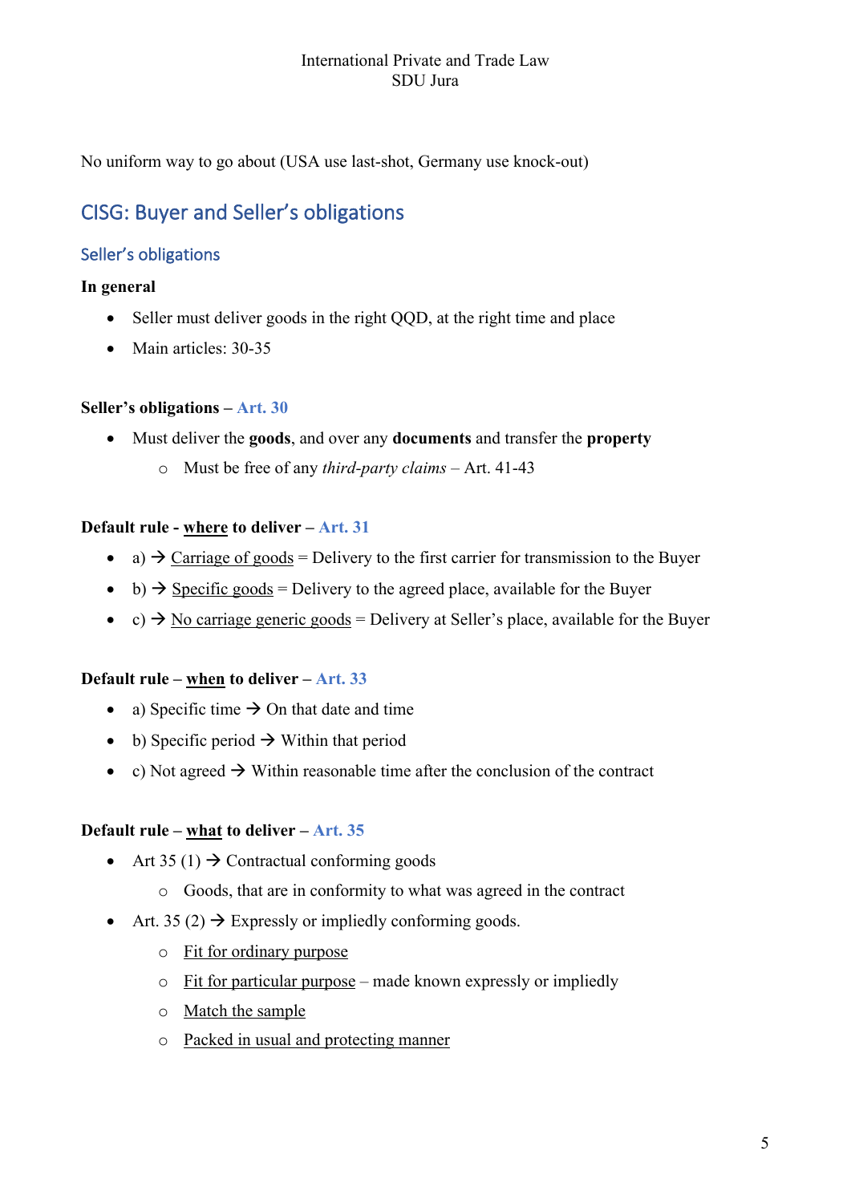No uniform way to go about (USA use last-shot, Germany use knock-out)

## CISG: Buyer and Seller's obligations

### Seller's obligations

**In general**

- Seller must deliver goods in the right QQD, at the right time and place
- Main articles: 30-35

**Seller's obligations – Art. 30**

- Must deliver the **goods**, and over any **documents** and transfer the **property**
  - Must be free of any *third-party claims* – Art. 41-43

**Default rule - where to deliver – Art. 31**

- a) → Carriage of goods = Delivery to the first carrier for transmission to the Buyer
- b) → Specific goods = Delivery to the agreed place, available for the Buyer
- c) → No carriage generic goods = Delivery at Seller's place, available for the Buyer

**Default rule – when to deliver – Art. 33**

- a) Specific time → On that date and time
- b) Specific period → Within that period
- c) Not agreed → Within reasonable time after the conclusion of the contract

**Default rule – what to deliver – Art. 35**

- Art 35 (1) → Contractual conforming goods
  - Goods, that are in conformity to what was agreed in the contract
- Art. 35 (2) → Expressly or impliedly conforming goods.
  - Fit for ordinary purpose
  - Fit for particular purpose – made known expressly or impliedly
  - Match the sample
  - Packed in usual and protecting manner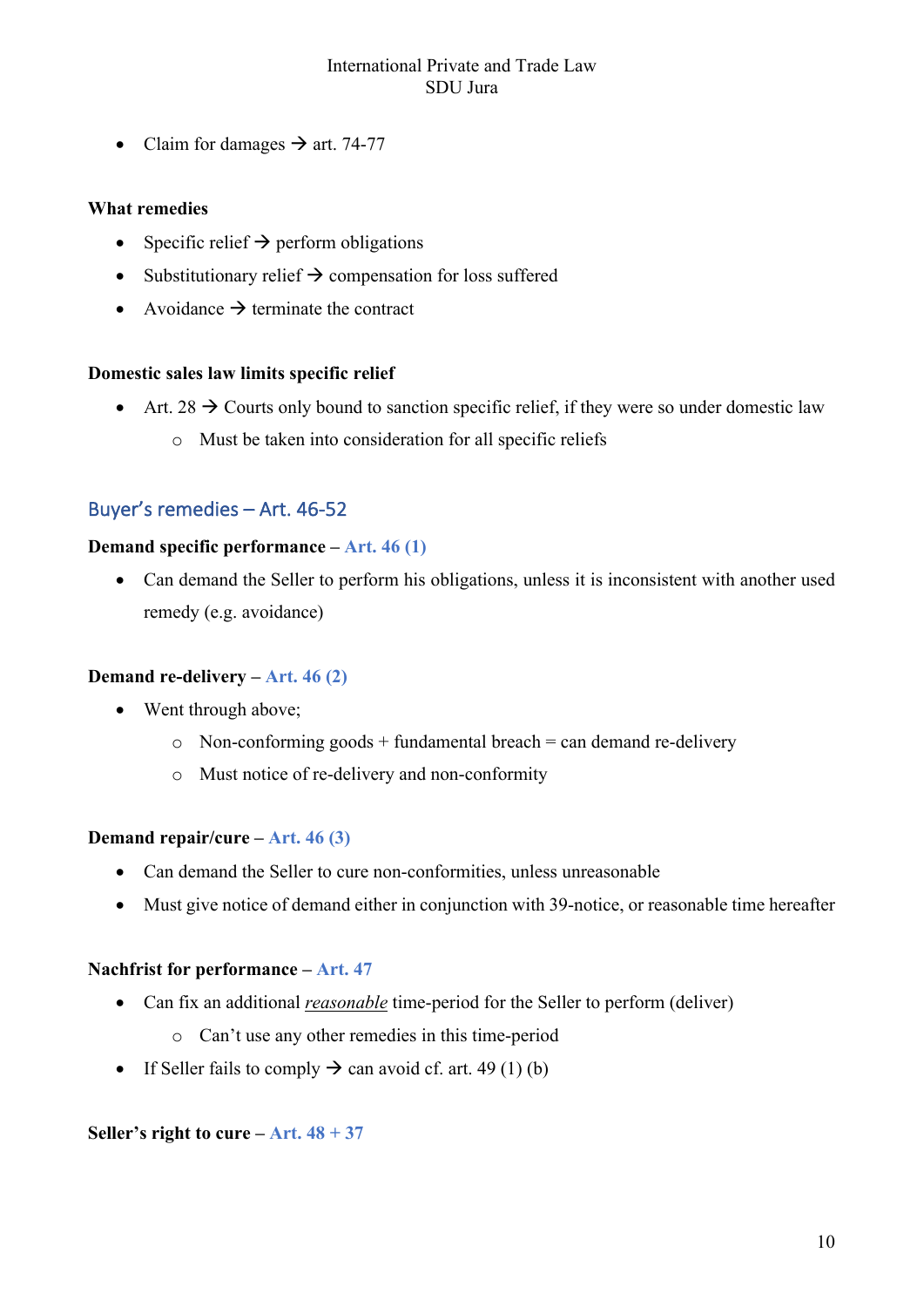- Claim for damages → art. 74-77

**What remedies**

- Specific relief → perform obligations
- Substitutionary relief → compensation for loss suffered
- Avoidance → terminate the contract

**Domestic sales law limits specific relief**

- Art. 28 → Courts only bound to sanction specific relief, if they were so under domestic law
  - Must be taken into consideration for all specific reliefs

## Buyer's remedies – Art. 46-52

**Demand specific performance – Art. 46 (1)**

- Can demand the Seller to perform his obligations, unless it is inconsistent with another used remedy (e.g. avoidance)

**Demand re-delivery – Art. 46 (2)**

- Went through above;
  - Non-conforming goods + fundamental breach = can demand re-delivery
  - Must notice of re-delivery and non-conformity

**Demand repair/cure – Art. 46 (3)**

- Can demand the Seller to cure non-conformities, unless unreasonable
- Must give notice of demand either in conjunction with 39-notice, or reasonable time hereafter

**Nachfrist for performance – Art. 47**

- Can fix an additional *reasonable* time-period for the Seller to perform (deliver)
  - Can't use any other remedies in this time-period
- If Seller fails to comply → can avoid cf. art. 49 (1) (b)

**Seller's right to cure – Art. 48 + 37**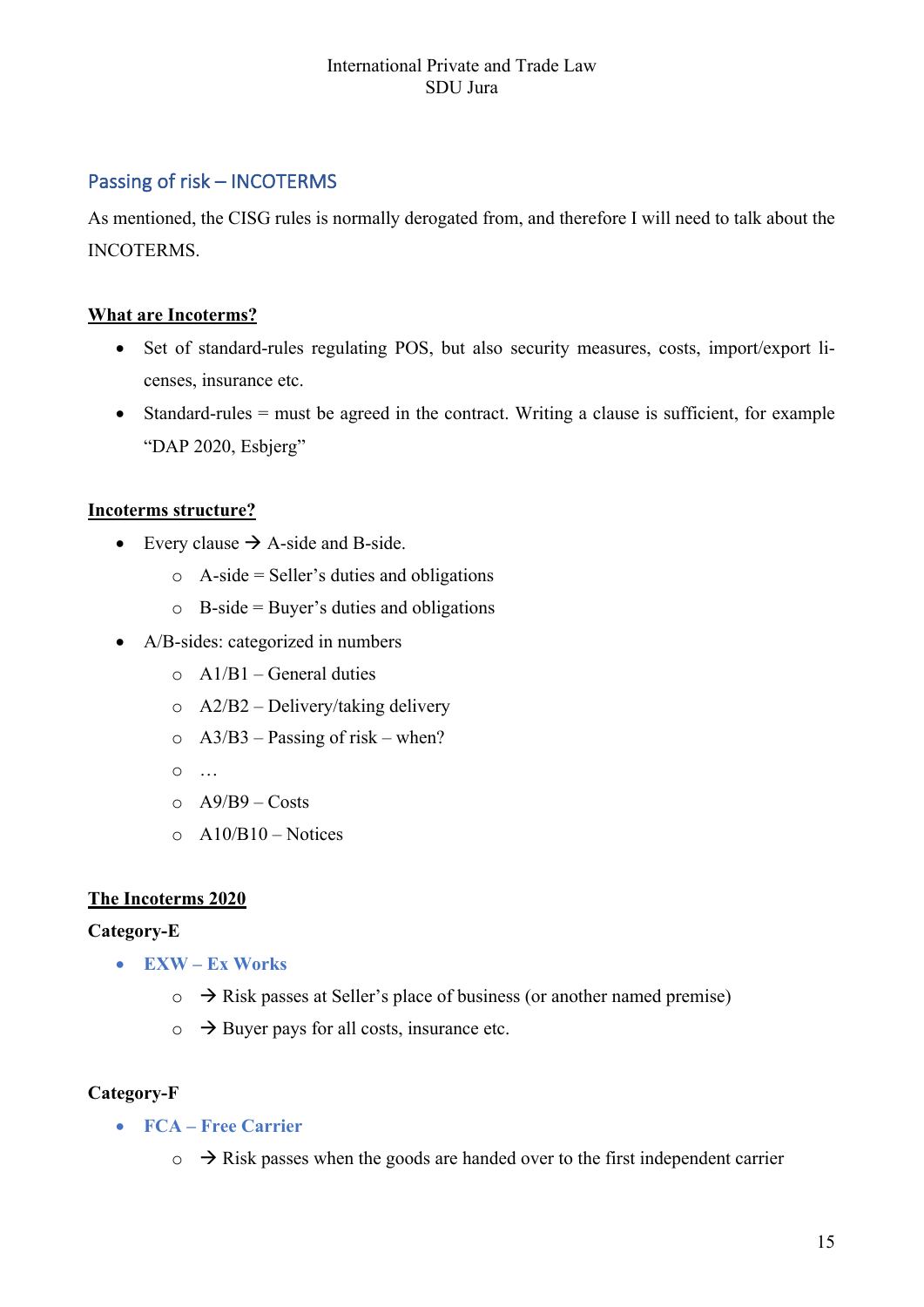## Passing of risk – INCOTERMS

As mentioned, the CISG rules is normally derogated from, and therefore I will need to talk about the INCOTERMS.

**What are Incoterms?**

- Set of standard-rules regulating POS, but also security measures, costs, import/export licenses, insurance etc.
- Standard-rules = must be agreed in the contract. Writing a clause is sufficient, for example "DAP 2020, Esbjerg"

**Incoterms structure?**

- Every clause → A-side and B-side.
  - A-side = Seller's duties and obligations
  - B-side = Buyer's duties and obligations
- A/B-sides: categorized in numbers
  - A1/B1 – General duties
  - A2/B2 – Delivery/taking delivery
  - A3/B3 – Passing of risk – when?
  - …
  - A9/B9 – Costs
  - A10/B10 – Notices

**The Incoterms 2020**

**Category-E**

- **EXW – Ex Works**
  - → Risk passes at Seller's place of business (or another named premise)
  - → Buyer pays for all costs, insurance etc.

**Category-F**

- **FCA – Free Carrier**
  - → Risk passes when the goods are handed over to the first independent carrier